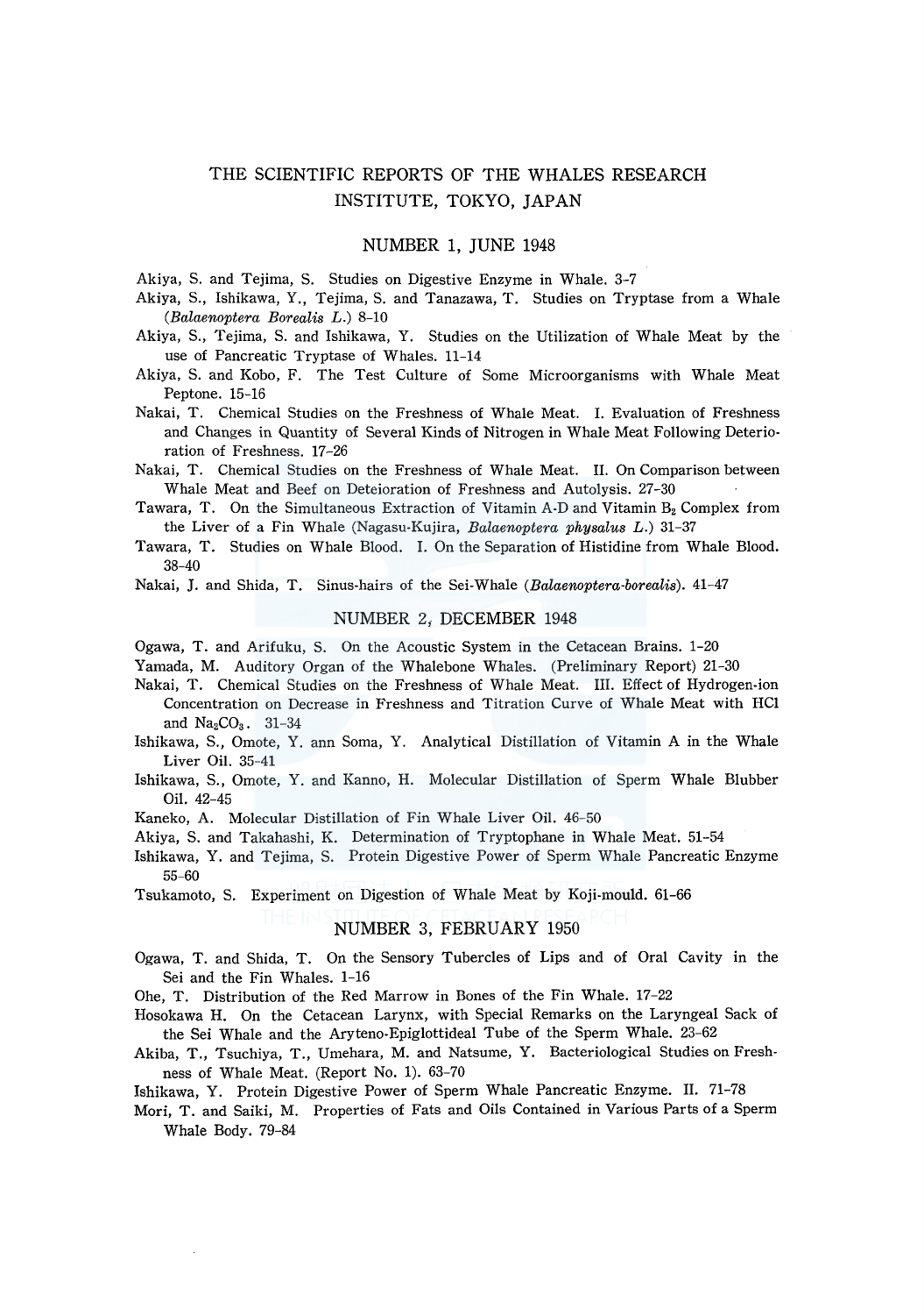# THE SCIENTIFIC REPORTS OF THE WHALES RESEARCH INSTITUTE, TOKYO, JAPAN

## NUMBER 1, JUNE 1948

Akiya, S. and Tejima, S. Studies on Digestive Enzyme in Whale. 3-7

Akiya, S., Ishikawa, Y., Tejima, S. and Tanazawa, T. Studies on Tryptase from a Whale (*Balaenoptera Borealis L.*) 8-10

Akiya, S., Tejima, S. and Ishikawa, Y. Studies on the Utilization of Whale Meat by the use of Pancreatic Tryptase of Whales. 11-14

Akiya, S. and Kobo, F. The Test Culture of Some Microorganisms with Whale Meat Peptone. 15-16

Nakai, T. Chemical Studies on the Freshness of Whale Meat. I. Evaluation of Freshness and Changes in Quantity of Several Kinds of Nitrogen in Whale Meat Following Deterioration of Freshness. 17-26

Nakai, T. Chemical Studies on the Freshness of Whale Meat. II. On Comparison between Whale Meat and Beef on Deteioration of Freshness and Autolysis. 27-30

Tawara, T. On the Simultaneous Extraction of Vitamin A-D and Vitamin $B_2$ Complex from the Liver of a Fin Whale (Nagasu-Kujira, *Balaenoptera physalus L.*) 31-37

Tawara, T. Studies on Whale Blood. I. On the Separation of Histidine from Whale Blood. 38-40

Nakai, J. and Shida, T. Sinus-hairs of the Sei-Whale (*Balaenoptera-borealis*). 41-47

## NUMBER 2, DECEMBER 1948

Ogawa, T. and Arifuku, S. On the Acoustic System in the Cetacean Brains. 1-20

Yamada, M. Auditory Organ of the Whalebone Whales. (Preliminary Report) 21-30

Nakai, T. Chemical Studies on the Freshness of Whale Meat. III. Effect of Hydrogen-ion Concentration on Decrease in Freshness and Titration Curve of Whale Meat with HCl and $Na_2CO_3$. 31-34

Ishikawa, S., Omote, Y. ann Soma, Y. Analytical Distillation of Vitamin A in the Whale Liver Oil. 35-41

Ishikawa, S., Omote, Y. and Kanno, H. Molecular Distillation of Sperm Whale Blubber Oil. 42-45

Kaneko, A. Molecular Distillation of Fin Whale Liver Oil. 46-50

Akiya, S. and Takahashi, K. Determination of Tryptophane in Whale Meat. 51-54

Ishikawa, Y. and Tejima, S. Protein Digestive Power of Sperm Whale Pancreatic Enzyme 55-60

Tsukamoto, S. Experiment on Digestion of Whale Meat by Koji-mould. 61-66

## NUMBER 3, FEBRUARY 1950

Ogawa, T. and Shida, T. On the Sensory Tubercles of Lips and of Oral Cavity in the Sei and the Fin Whales. 1-16

Ohe, T. Distribution of the Red Marrow in Bones of the Fin Whale. 17-22

Hosokawa H. On the Cetacean Larynx, with Special Remarks on the Laryngeal Sack of the Sei Whale and the Aryteno-Epiglottideal Tube of the Sperm Whale. 23-62

Akiba, T., Tsuchiya, T., Umehara, M. and Natsume, Y. Bacteriological Studies on Freshness of Whale Meat. (Report No. 1). 63-70

Ishikawa, Y. Protein Digestive Power of Sperm Whale Pancreatic Enzyme. II. 71-78

Mori, T. and Saiki, M. Properties of Fats and Oils Contained in Various Parts of a Sperm Whale Body. 79-84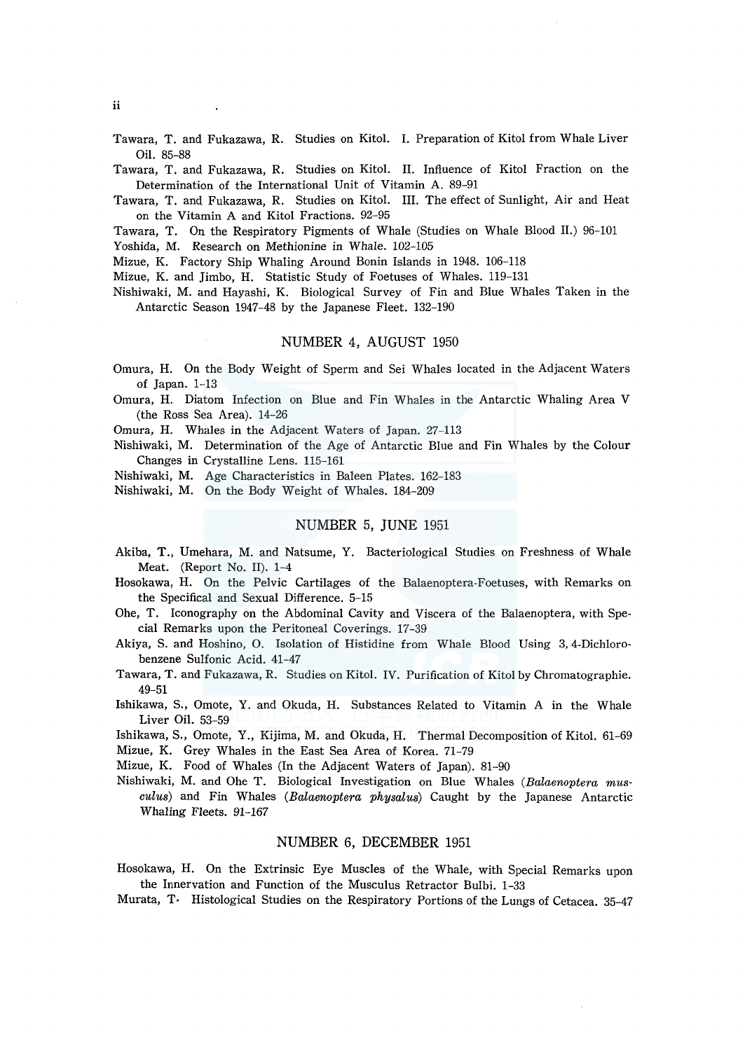Tawara, T. and Fukazawa, R. Studies on Kitol. I. Preparation of Kitol from Whale Liver Oil. 85–88

Tawara, T. and Fukazawa, R. Studies on Kitol. II. Influence of Kitol Fraction on the Determination of the International Unit of Vitamin A. 89–91

Tawara, T. and Fukazawa, R. Studies on Kitol. III. The effect of Sunlight, Air and Heat on the Vitamin A and Kitol Fractions. 92–95

Tawara, T. On the Respiratory Pigments of Whale (Studies on Whale Blood II.) 96–101

Yoshida, M. Research on Methionine in Whale. 102–105

Mizue, K. Factory Ship Whaling Around Bonin Islands in 1948. 106–118

Mizue, K. and Jimbo, H. Statistic Study of Foetuses of Whales. 119–131

Nishiwaki, M. and Hayashi, K. Biological Survey of Fin and Blue Whales Taken in the Antarctic Season 1947–48 by the Japanese Fleet. 132–190

## NUMBER 4, AUGUST 1950

Omura, H. On the Body Weight of Sperm and Sei Whales located in the Adjacent Waters of Japan. 1–13

Omura, H. Diatom Infection on Blue and Fin Whales in the Antarctic Whaling Area V (the Ross Sea Area). 14–26

Omura, H. Whales in the Adjacent Waters of Japan. 27–113

Nishiwaki, M. Determination of the Age of Antarctic Blue and Fin Whales by the Colour Changes in Crystalline Lens. 115–161

Nishiwaki, M. Age Characteristics in Baleen Plates. 162–183

Nishiwaki, M. On the Body Weight of Whales. 184–209

## NUMBER 5, JUNE 1951

Akiba, T., Umehara, M. and Natsume, Y. Bacteriological Studies on Freshness of Whale Meat. (Report No. II). 1–4

Hosokawa, H. On the Pelvic Cartilages of the Balaenoptera-Foetuses, with Remarks on the Specifical and Sexual Difference. 5–15

Ohe, T. Iconography on the Abdominal Cavity and Viscera of the Balaenoptera, with Special Remarks upon the Peritoneal Coverings. 17–39

Akiya, S. and Hoshino, O. Isolation of Histidine from Whale Blood Using 3, 4-Dichlorobenzene Sulfonic Acid. 41–47

Tawara, T. and Fukazawa, R. Studies on Kitol. IV. Purification of Kitol by Chromatographie. 49–51

Ishikawa, S., Omote, Y. and Okuda, H. Substances Related to Vitamin A in the Whale Liver Oil. 53–59

Ishikawa, S., Omote, Y., Kijima, M. and Okuda, H. Thermal Decomposition of Kitol. 61–69

Mizue, K. Grey Whales in the East Sea Area of Korea. 71–79

Mizue, K. Food of Whales (In the Adjacent Waters of Japan). 81–90

Nishiwaki, M. and Ohe T. Biological Investigation on Blue Whales (*Balaenoptera musculus*) and Fin Whales (*Balaenoptera physalus*) Caught by the Japanese Antarctic Whaling Fleets. 91–167

## NUMBER 6, DECEMBER 1951

Hosokawa, H. On the Extrinsic Eye Muscles of the Whale, with Special Remarks upon the Innervation and Function of the Musculus Retractor Bulbi. 1–33

Murata, T. Histological Studies on the Respiratory Portions of the Lungs of Cetacea. 35–47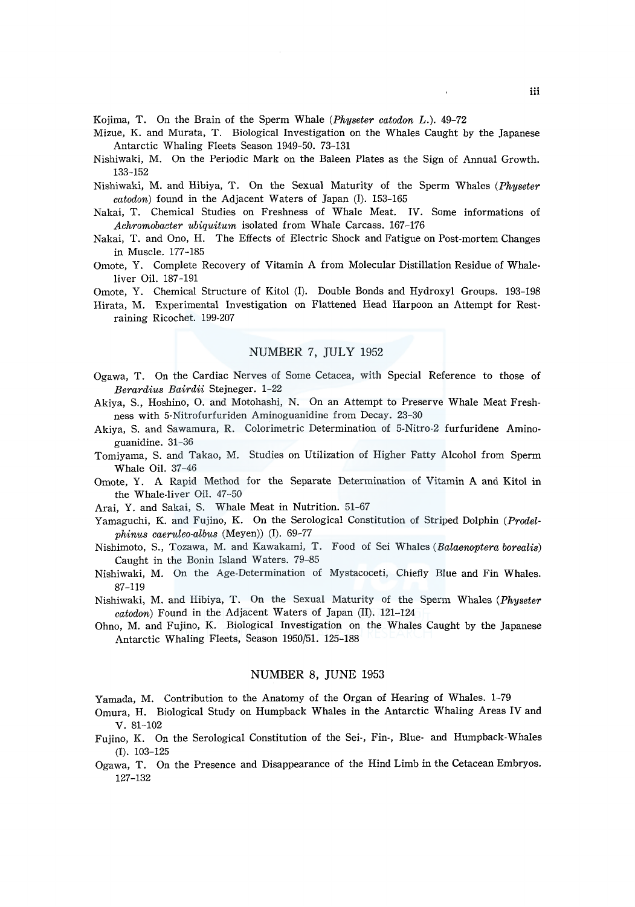Kojima, T. On the Brain of the Sperm Whale (*Physeter catodon L.*). 49–72

Mizue, K. and Murata, T. Biological Investigation on the Whales Caught by the Japanese Antarctic Whaling Fleets Season 1949–50. 73–131

Nishiwaki, M. On the Periodic Mark on the Baleen Plates as the Sign of Annual Growth. 133–152

Nishiwaki, M. and Hibiya, T. On the Sexual Maturity of the Sperm Whales (*Physeter catodon*) found in the Adjacent Waters of Japan (I). 153–165

Nakai, T. Chemical Studies on Freshness of Whale Meat. IV. Some informations of *Achromobacter ubiquitum* isolated from Whale Carcass. 167–176

Nakai, T. and Ono, H. The Effects of Electric Shock and Fatigue on Post-mortem Changes in Muscle. 177–185

Omote, Y. Complete Recovery of Vitamin A from Molecular Distillation Residue of Whale-liver Oil. 187–191

Omote, Y. Chemical Structure of Kitol (I). Double Bonds and Hydroxyl Groups. 193–198

Hirata, M. Experimental Investigation on Flattened Head Harpoon an Attempt for Restraining Ricochet. 199–207

## NUMBER 7, JULY 1952

Ogawa, T. On the Cardiac Nerves of Some Cetacea, with Special Reference to those of *Berardius Bairdii* Stejneger. 1–22

Akiya, S., Hoshino, O. and Motohashi, N. On an Attempt to Preserve Whale Meat Freshness with 5-Nitrofurfuriden Aminoguanidine from Decay. 23–30

Akiya, S. and Sawamura, R. Colorimetric Determination of 5-Nitro-2 furfuridene Aminoguanidine. 31–36

Tomiyama, S. and Takao, M. Studies on Utilization of Higher Fatty Alcohol from Sperm Whale Oil. 37–46

Omote, Y. A Rapid Method for the Separate Determination of Vitamin A and Kitol in the Whale-liver Oil. 47–50

Arai, Y. and Sakai, S. Whale Meat in Nutrition. 51–67

Yamaguchi, K. and Fujino, K. On the Serological Constitution of Striped Dolphin (*Prodelphinus caeruleo-albus* (Meyen)) (I). 69–77

Nishimoto, S., Tozawa, M. and Kawakami, T. Food of Sei Whales (*Balaenoptera borealis*) Caught in the Bonin Island Waters. 79–85

Nishiwaki, M. On the Age-Determination of Mystacoceti, Chiefly Blue and Fin Whales. 87–119

Nishiwaki, M. and Hibiya, T. On the Sexual Maturity of the Sperm Whales (*Physeter catodon*) Found in the Adjacent Waters of Japan (II). 121–124

Ohno, M. and Fujino, K. Biological Investigation on the Whales Caught by the Japanese Antarctic Whaling Fleets, Season 1950/51. 125–188

## NUMBER 8, JUNE 1953

Yamada, M. Contribution to the Anatomy of the Organ of Hearing of Whales. 1–79

Omura, H. Biological Study on Humpback Whales in the Antarctic Whaling Areas IV and V. 81–102

Fujino, K. On the Serological Constitution of the Sei-, Fin-, Blue- and Humpback-Whales (I). 103–125

Ogawa, T. On the Presence and Disappearance of the Hind Limb in the Cetacean Embryos. 127–132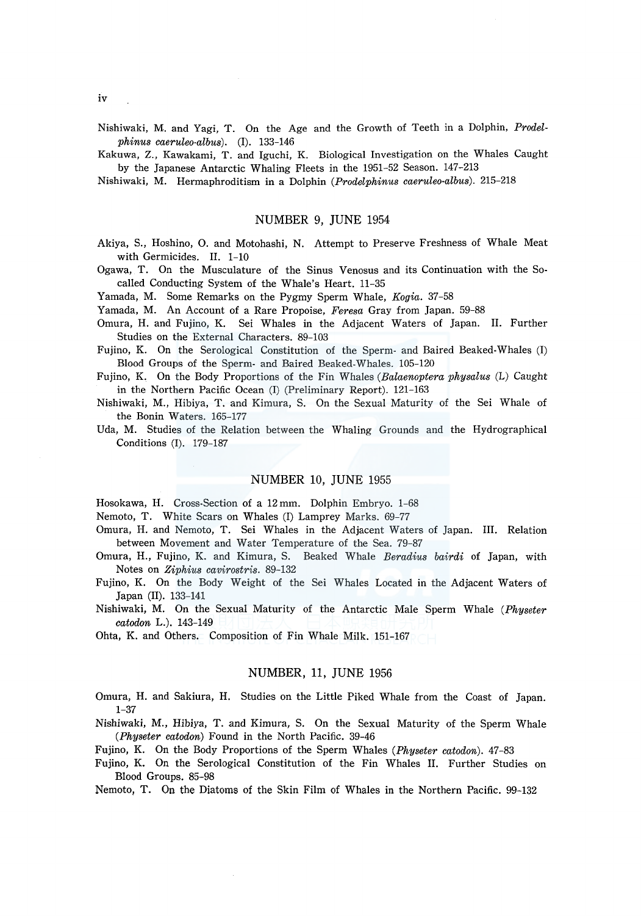Nishiwaki, M. and Yagi, T. On the Age and the Growth of Teeth in a Dolphin, *Prodelphinus caeruleo-albus*). (I). 133–146

Kakuwa, Z., Kawakami, T. and Iguchi, K. Biological Investigation on the Whales Caught by the Japanese Antarctic Whaling Fleets in the 1951–52 Season. 147–213

Nishiwaki, M. Hermaphroditism in a Dolphin (*Prodelphinus caeruleo-albus*). 215–218

## NUMBER 9, JUNE 1954

Akiya, S., Hoshino, O. and Motohashi, N. Attempt to Preserve Freshness of Whale Meat with Germicides. II. 1–10

Ogawa, T. On the Musculature of the Sinus Venosus and its Continuation with the So-called Conducting System of the Whale's Heart. 11–35

Yamada, M. Some Remarks on the Pygmy Sperm Whale, *Kogia*. 37–58

Yamada, M. An Account of a Rare Propoise, *Feresa* Gray from Japan. 59–88

Omura, H. and Fujino, K. Sei Whales in the Adjacent Waters of Japan. II. Further Studies on the External Characters. 89–103

Fujino, K. On the Serological Constitution of the Sperm- and Baired Beaked-Whales (I) Blood Groups of the Sperm- and Baired Beaked-Whales. 105–120

Fujino, K. On the Body Proportions of the Fin Whales (*Balaenoptera physalus* (L) Caught in the Northern Pacific Ocean (I) (Preliminary Report). 121–163

Nishiwaki, M., Hibiya, T. and Kimura, S. On the Sexual Maturity of the Sei Whale of the Bonin Waters. 165–177

Uda, M. Studies of the Relation between the Whaling Grounds and the Hydrographical Conditions (I). 179–187

## NUMBER 10, JUNE 1955

Hosokawa, H. Cross-Section of a 12 mm. Dolphin Embryo. 1–68

Nemoto, T. White Scars on Whales (I) Lamprey Marks. 69–77

Omura, H. and Nemoto, T. Sei Whales in the Adjacent Waters of Japan. III. Relation between Movement and Water Temperature of the Sea. 79–87

Omura, H., Fujino, K. and Kimura, S. Beaked Whale *Beradius bairdi* of Japan, with Notes on *Ziphius cavirostris*. 89–132

Fujino, K. On the Body Weight of the Sei Whales Located in the Adjacent Waters of Japan (II). 133–141

Nishiwaki, M. On the Sexual Maturity of the Antarctic Male Sperm Whale (*Physeter catodon* L.). 143–149

Ohta, K. and Others. Composition of Fin Whale Milk. 151–167

## NUMBER, 11, JUNE 1956

Omura, H. and Sakiura, H. Studies on the Little Piked Whale from the Coast of Japan. 1–37

Nishiwaki, M., Hibiya, T. and Kimura, S. On the Sexual Maturity of the Sperm Whale (*Physeter catodon*) Found in the North Pacific. 39–46

Fujino, K. On the Body Proportions of the Sperm Whales (*Physeter catodon*). 47–83

Fujino, K. On the Serological Constitution of the Fin Whales II. Further Studies on Blood Groups. 85–98

Nemoto, T. On the Diatoms of the Skin Film of Whales in the Northern Pacific. 99–132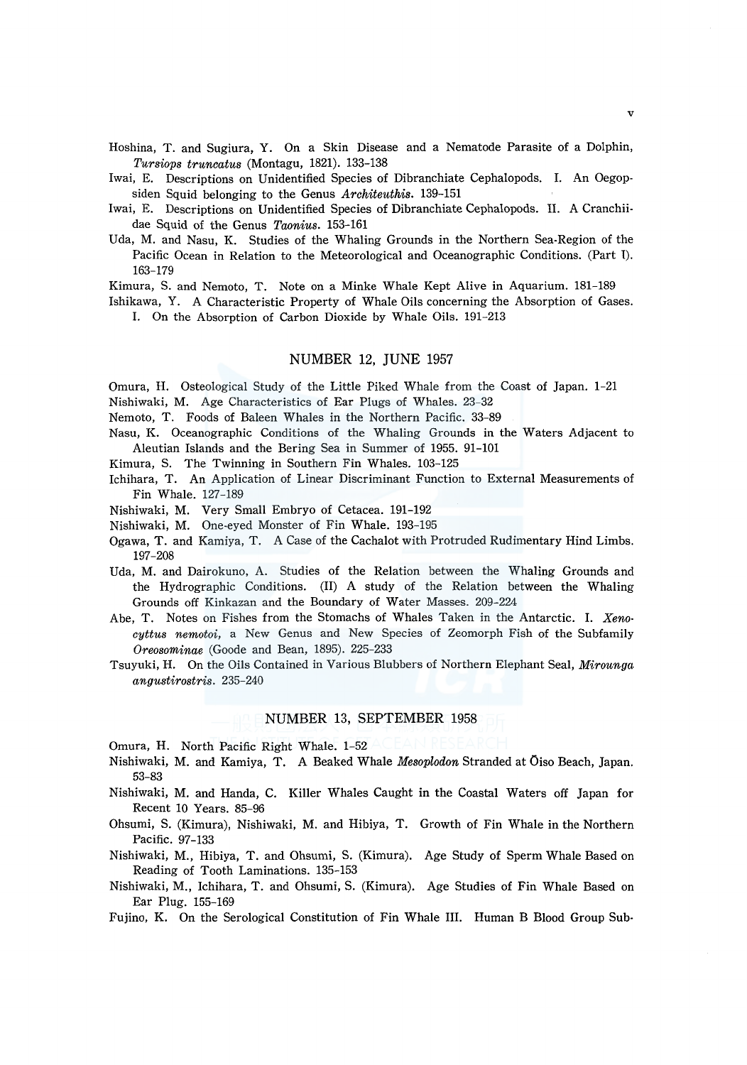Hoshina, T. and Sugiura, Y. On a Skin Disease and a Nematode Parasite of a Dolphin, *Tursiops truncatus* (Montagu, 1821). 133–138

Iwai, E. Descriptions on Unidentified Species of Dibranchiate Cephalopods. I. An Oegopsiden Squid belonging to the Genus *Architeuthis*. 139–151

Iwai, E. Descriptions on Unidentified Species of Dibranchiate Cephalopods. II. A Cranchiidae Squid of the Genus *Taonius*. 153–161

Uda, M. and Nasu, K. Studies of the Whaling Grounds in the Northern Sea-Region of the Pacific Ocean in Relation to the Meteorological and Oceanographic Conditions. (Part I). 163–179

Kimura, S. and Nemoto, T. Note on a Minke Whale Kept Alive in Aquarium. 181–189

Ishikawa, Y. A Characteristic Property of Whale Oils concerning the Absorption of Gases. I. On the Absorption of Carbon Dioxide by Whale Oils. 191–213

## NUMBER 12, JUNE 1957

Omura, H. Osteological Study of the Little Piked Whale from the Coast of Japan. 1–21

Nishiwaki, M. Age Characteristics of Ear Plugs of Whales. 23–32

Nemoto, T. Foods of Baleen Whales in the Northern Pacific. 33–89

Nasu, K. Oceanographic Conditions of the Whaling Grounds in the Waters Adjacent to Aleutian Islands and the Bering Sea in Summer of 1955. 91–101

Kimura, S. The Twinning in Southern Fin Whales. 103–125

Ichihara, T. An Application of Linear Discriminant Function to External Measurements of Fin Whale. 127–189

Nishiwaki, M. Very Small Embryo of Cetacea. 191–192

Nishiwaki, M. One-eyed Monster of Fin Whale. 193–195

Ogawa, T. and Kamiya, T. A Case of the Cachalot with Protruded Rudimentary Hind Limbs. 197–208

Uda, M. and Dairokuno, A. Studies of the Relation between the Whaling Grounds and the Hydrographic Conditions. (II) A study of the Relation between the Whaling Grounds off Kinkazan and the Boundary of Water Masses. 209–224

Abe, T. Notes on Fishes from the Stomachs of Whales Taken in the Antarctic. I. *Xenocyttus nemotoi*, a New Genus and New Species of Zeomorph Fish of the Subfamily *Oreosominae* (Goode and Bean, 1895). 225–233

Tsuyuki, H. On the Oils Contained in Various Blubbers of Northern Elephant Seal, *Mirounga angustirostris*. 235–240

## NUMBER 13, SEPTEMBER 1958

Omura, H. North Pacific Right Whale. 1–52

Nishiwaki, M. and Kamiya, T. A Beaked Whale *Mesoplodon* Stranded at Ōiso Beach, Japan. 53–83

Nishiwaki, M. and Handa, C. Killer Whales Caught in the Coastal Waters off Japan for Recent 10 Years. 85–96

Ohsumi, S. (Kimura), Nishiwaki, M. and Hibiya, T. Growth of Fin Whale in the Northern Pacific. 97–133

Nishiwaki, M., Hibiya, T. and Ohsumi, S. (Kimura). Age Study of Sperm Whale Based on Reading of Tooth Laminations. 135–153

Nishiwaki, M., Ichihara, T. and Ohsumi, S. (Kimura). Age Studies of Fin Whale Based on Ear Plug. 155–169

Fujino, K. On the Serological Constitution of Fin Whale III. Human B Blood Group Sub-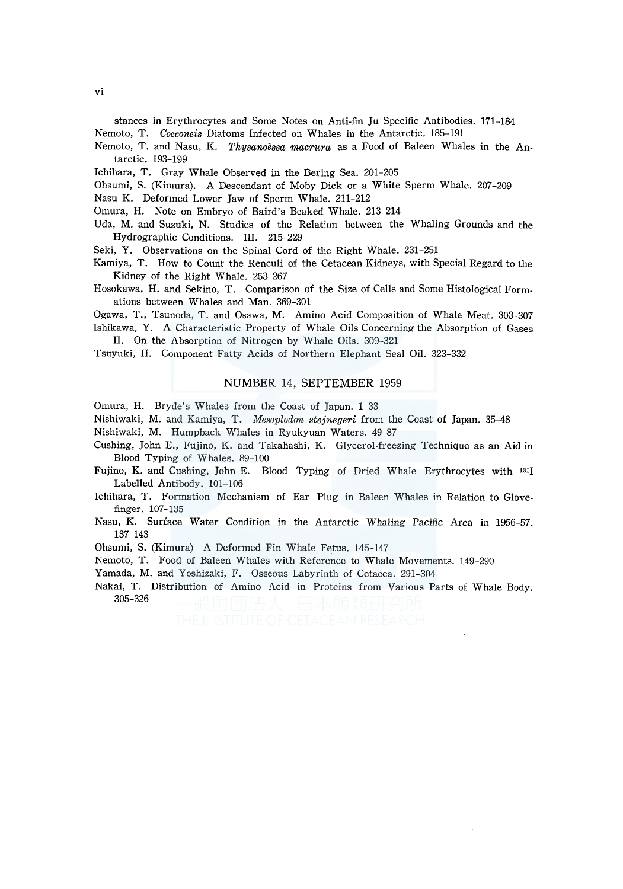stances in Erythrocytes and Some Notes on Anti-fin Ju Specific Antibodies. 171–184

Nemoto, T. *Cocconeis* Diatoms Infected on Whales in the Antarctic. 185–191

Nemoto, T. and Nasu, K. *Thysanoëssa macrura* as a Food of Baleen Whales in the Antarctic. 193–199

Ichihara, T. Gray Whale Observed in the Bering Sea. 201–205

Ohsumi, S. (Kimura). A Descendant of Moby Dick or a White Sperm Whale. 207–209

Nasu K. Deformed Lower Jaw of Sperm Whale. 211–212

Omura, H. Note on Embryo of Baird's Beaked Whale. 213–214

Uda, M. and Suzuki, N. Studies of the Relation between the Whaling Grounds and the Hydrographic Conditions. III. 215–229

Seki, Y. Observations on the Spinal Cord of the Right Whale. 231–251

Kamiya, T. How to Count the Renculi of the Cetacean Kidneys, with Special Regard to the Kidney of the Right Whale. 253–267

Hosokawa, H. and Sekino, T. Comparison of the Size of Cells and Some Histological Formations between Whales and Man. 369–301

Ogawa, T., Tsunoda, T. and Osawa, M. Amino Acid Composition of Whale Meat. 303–307

Ishikawa, Y. A Characteristic Property of Whale Oils Concerning the Absorption of Gases II. On the Absorption of Nitrogen by Whale Oils. 309–321

Tsuyuki, H. Component Fatty Acids of Northern Elephant Seal Oil. 323–332

## NUMBER 14, SEPTEMBER 1959

Omura, H. Bryde's Whales from the Coast of Japan. 1–33

Nishiwaki, M. and Kamiya, T. *Mesoplodon stejnegeri* from the Coast of Japan. 35–48

Nishiwaki, M. Humpback Whales in Ryukyuan Waters. 49–87

Cushing, John E., Fujino, K. and Takahashi, K. Glycerol-freezing Technique as an Aid in Blood Typing of Whales. 89–100

Fujino, K. and Cushing, John E. Blood Typing of Dried Whale Erythrocytes with $^{131}$I Labelled Antibody. 101–106

Ichihara, T. Formation Mechanism of Ear Plug in Baleen Whales in Relation to Glove-finger. 107–135

Nasu, K. Surface Water Condition in the Antarctic Whaling Pacific Area in 1956–57. 137–143

Ohsumi, S. (Kimura) A Deformed Fin Whale Fetus. 145–147

Nemoto, T. Food of Baleen Whales with Reference to Whale Movements. 149–290

Yamada, M. and Yoshizaki, F. Osseous Labyrinth of Cetacea. 291–304

Nakai, T. Distribution of Amino Acid in Proteins from Various Parts of Whale Body. 305–326